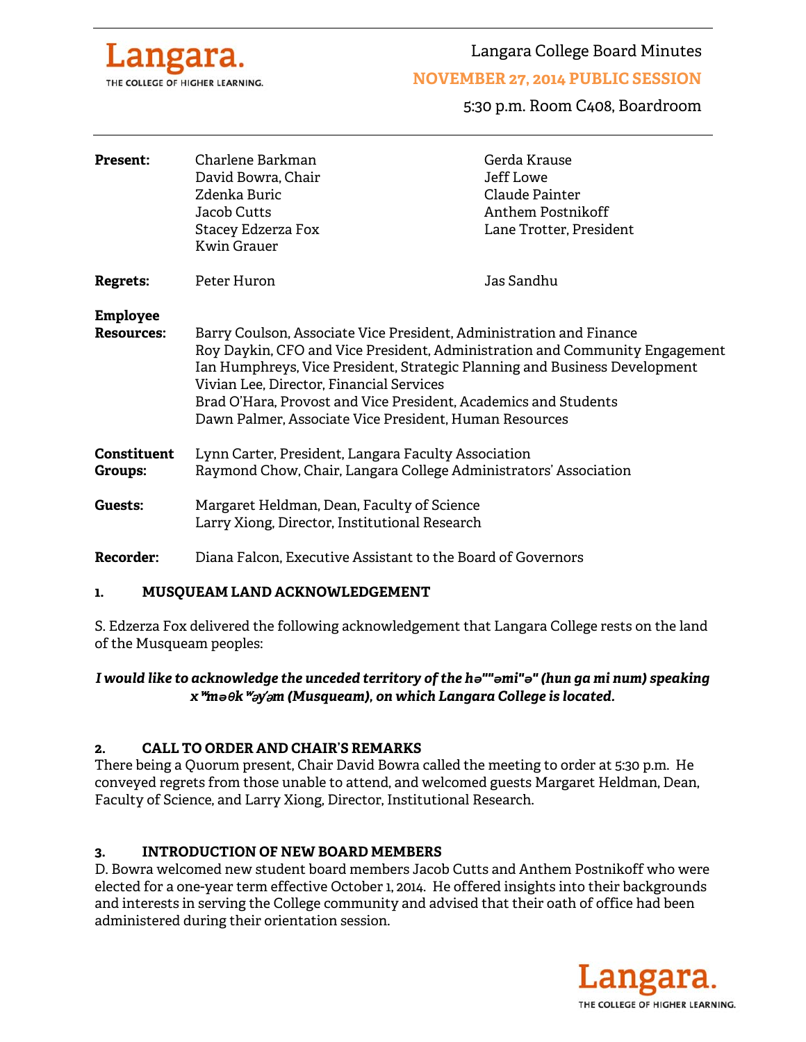# Langara College Board Minutes

## NOVEMBER 27, 2014 PUBLIC SESSION

5:30 p.m. Room C408, Boardroom

**Present:** Charlene Barkman, David Bowra, Chair, Zdenka Buric, Jacob Cutts, Stacey Edzerza Fox, Kwin Grauer, Gerda Krause, Jeff Lowe, Claude Painter, Anthem Postnikoff, Lane Trotter, President

**Regrets:** Peter Huron, Jas Sandhu

**Employee Resources:**
Barry Coulson, Associate Vice President, Administration and Finance
Roy Daykin, CFO and Vice President, Administration and Community Engagement
Ian Humphreys, Vice President, Strategic Planning and Business Development
Vivian Lee, Director, Financial Services
Brad O'Hara, Provost and Vice President, Academics and Students
Dawn Palmer, Associate Vice President, Human Resources

**Constituent Groups:**
Lynn Carter, President, Langara Faculty Association
Raymond Chow, Chair, Langara College Administrators' Association

**Guests:**
Margaret Heldman, Dean, Faculty of Science
Larry Xiong, Director, Institutional Research

**Recorder:** Diana Falcon, Executive Assistant to the Board of Governors

### 1. MUSQUEAM LAND ACKNOWLEDGEMENT

S. Edzerza Fox delivered the following acknowledgement that Langara College rests on the land of the Musqueam peoples:

***I would like to acknowledge the unceded territory of the hə""əmi"ə" (hun ga mi num) speaking xʷməθkʷəy̓əm (Musqueam), on which Langara College is located.***

### 2. CALL TO ORDER AND CHAIR'S REMARKS

There being a Quorum present, Chair David Bowra called the meeting to order at 5:30 p.m. He conveyed regrets from those unable to attend, and welcomed guests Margaret Heldman, Dean, Faculty of Science, and Larry Xiong, Director, Institutional Research.

### 3. INTRODUCTION OF NEW BOARD MEMBERS

D. Bowra welcomed new student board members Jacob Cutts and Anthem Postnikoff who were elected for a one-year term effective October 1, 2014. He offered insights into their backgrounds and interests in serving the College community and advised that their oath of office had been administered during their orientation session.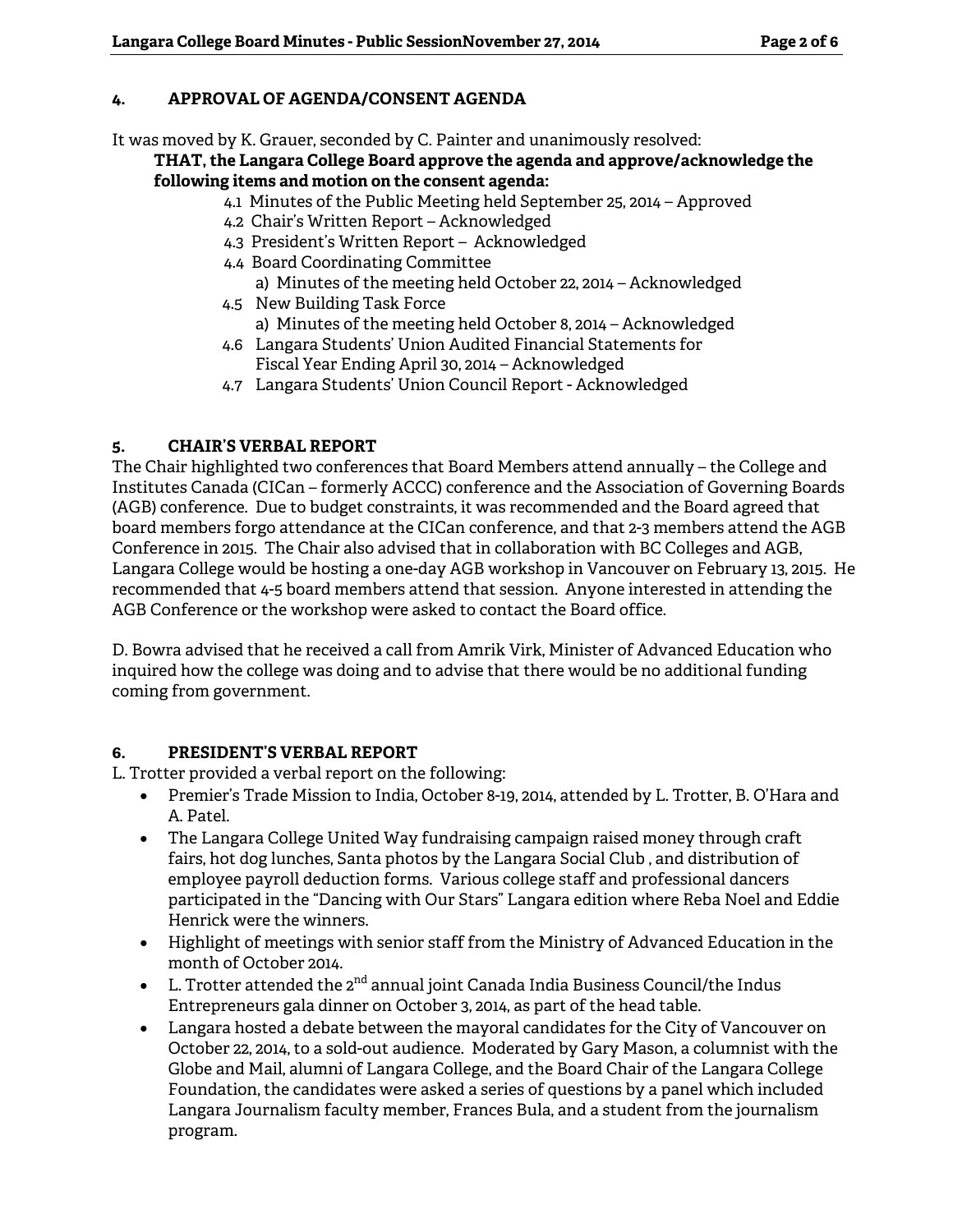## 4. APPROVAL OF AGENDA/CONSENT AGENDA

It was moved by K. Grauer, seconded by C. Painter and unanimously resolved:

**THAT, the Langara College Board approve the agenda and approve/acknowledge the following items and motion on the consent agenda:**

- 4.1 Minutes of the Public Meeting held September 25, 2014 – Approved
- 4.2 Chair's Written Report – Acknowledged
- 4.3 President's Written Report – Acknowledged
- 4.4 Board Coordinating Committee
  - a) Minutes of the meeting held October 22, 2014 – Acknowledged
- 4.5 New Building Task Force
  - a) Minutes of the meeting held October 8, 2014 – Acknowledged
- 4.6 Langara Students' Union Audited Financial Statements for Fiscal Year Ending April 30, 2014 – Acknowledged
- 4.7 Langara Students' Union Council Report - Acknowledged

## 5. CHAIR'S VERBAL REPORT

The Chair highlighted two conferences that Board Members attend annually – the College and Institutes Canada (CICan – formerly ACCC) conference and the Association of Governing Boards (AGB) conference. Due to budget constraints, it was recommended and the Board agreed that board members forgo attendance at the CICan conference, and that 2-3 members attend the AGB Conference in 2015. The Chair also advised that in collaboration with BC Colleges and AGB, Langara College would be hosting a one-day AGB workshop in Vancouver on February 13, 2015. He recommended that 4-5 board members attend that session. Anyone interested in attending the AGB Conference or the workshop were asked to contact the Board office.

D. Bowra advised that he received a call from Amrik Virk, Minister of Advanced Education who inquired how the college was doing and to advise that there would be no additional funding coming from government.

## 6. PRESIDENT'S VERBAL REPORT

L. Trotter provided a verbal report on the following:

- Premier's Trade Mission to India, October 8-19, 2014, attended by L. Trotter, B. O'Hara and A. Patel.
- The Langara College United Way fundraising campaign raised money through craft fairs, hot dog lunches, Santa photos by the Langara Social Club , and distribution of employee payroll deduction forms. Various college staff and professional dancers participated in the "Dancing with Our Stars" Langara edition where Reba Noel and Eddie Henrick were the winners.
- Highlight of meetings with senior staff from the Ministry of Advanced Education in the month of October 2014.
- L. Trotter attended the 2nd annual joint Canada India Business Council/the Indus Entrepreneurs gala dinner on October 3, 2014, as part of the head table.
- Langara hosted a debate between the mayoral candidates for the City of Vancouver on October 22, 2014, to a sold-out audience. Moderated by Gary Mason, a columnist with the Globe and Mail, alumni of Langara College, and the Board Chair of the Langara College Foundation, the candidates were asked a series of questions by a panel which included Langara Journalism faculty member, Frances Bula, and a student from the journalism program.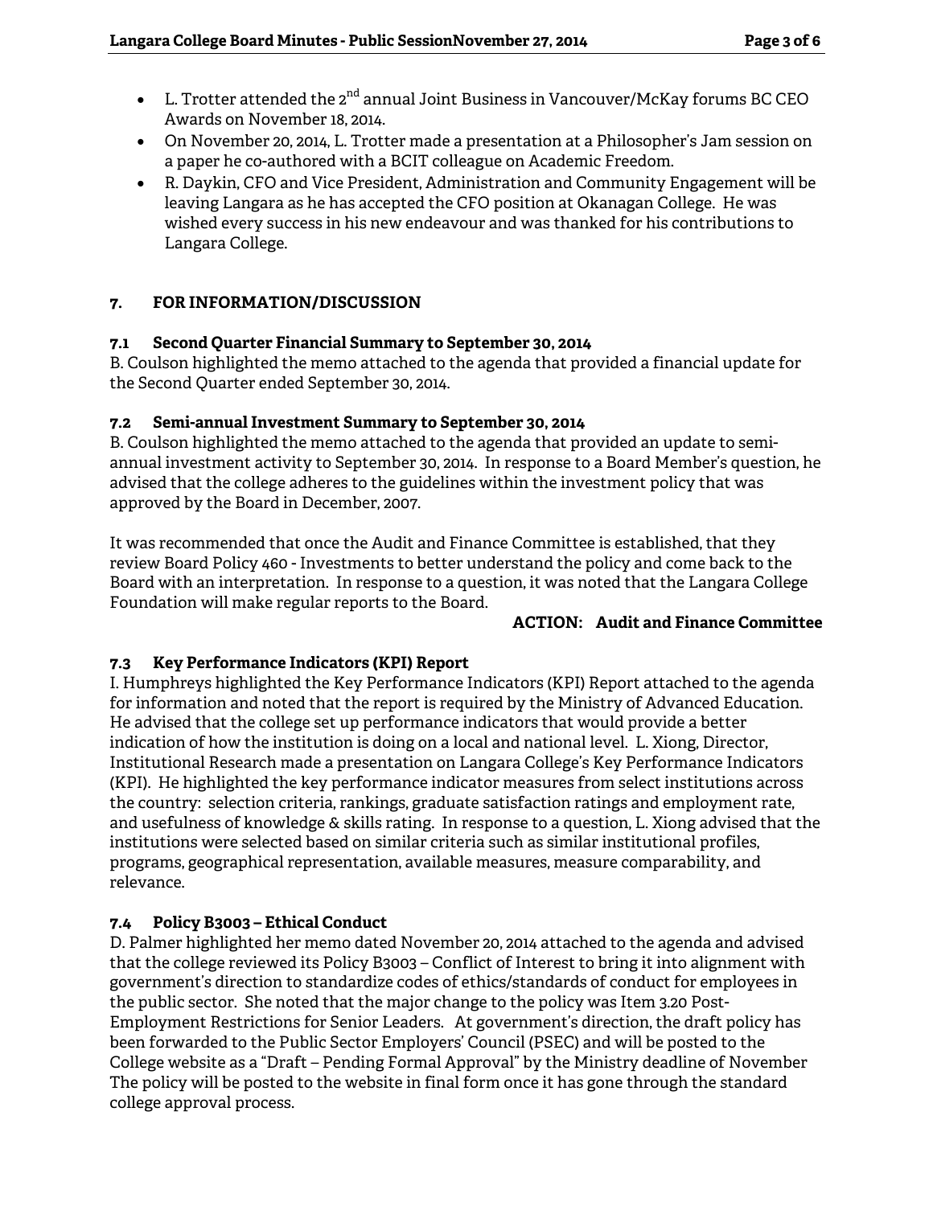- L. Trotter attended the 2nd annual Joint Business in Vancouver/McKay forums BC CEO Awards on November 18, 2014.
- On November 20, 2014, L. Trotter made a presentation at a Philosopher's Jam session on a paper he co-authored with a BCIT colleague on Academic Freedom.
- R. Daykin, CFO and Vice President, Administration and Community Engagement will be leaving Langara as he has accepted the CFO position at Okanagan College. He was wished every success in his new endeavour and was thanked for his contributions to Langara College.

## 7. FOR INFORMATION/DISCUSSION

### 7.1 Second Quarter Financial Summary to September 30, 2014

B. Coulson highlighted the memo attached to the agenda that provided a financial update for the Second Quarter ended September 30, 2014.

### 7.2 Semi-annual Investment Summary to September 30, 2014

B. Coulson highlighted the memo attached to the agenda that provided an update to semi-annual investment activity to September 30, 2014. In response to a Board Member's question, he advised that the college adheres to the guidelines within the investment policy that was approved by the Board in December, 2007.

It was recommended that once the Audit and Finance Committee is established, that they review Board Policy 460 - Investments to better understand the policy and come back to the Board with an interpretation. In response to a question, it was noted that the Langara College Foundation will make regular reports to the Board.

**ACTION: Audit and Finance Committee**

### 7.3 Key Performance Indicators (KPI) Report

I. Humphreys highlighted the Key Performance Indicators (KPI) Report attached to the agenda for information and noted that the report is required by the Ministry of Advanced Education. He advised that the college set up performance indicators that would provide a better indication of how the institution is doing on a local and national level. L. Xiong, Director, Institutional Research made a presentation on Langara College's Key Performance Indicators (KPI). He highlighted the key performance indicator measures from select institutions across the country: selection criteria, rankings, graduate satisfaction ratings and employment rate, and usefulness of knowledge & skills rating. In response to a question, L. Xiong advised that the institutions were selected based on similar criteria such as similar institutional profiles, programs, geographical representation, available measures, measure comparability, and relevance.

### 7.4 Policy B3003 – Ethical Conduct

D. Palmer highlighted her memo dated November 20, 2014 attached to the agenda and advised that the college reviewed its Policy B3003 – Conflict of Interest to bring it into alignment with government's direction to standardize codes of ethics/standards of conduct for employees in the public sector. She noted that the major change to the policy was Item 3.20 Post-Employment Restrictions for Senior Leaders. At government's direction, the draft policy has been forwarded to the Public Sector Employers' Council (PSEC) and will be posted to the College website as a "Draft – Pending Formal Approval" by the Ministry deadline of November The policy will be posted to the website in final form once it has gone through the standard college approval process.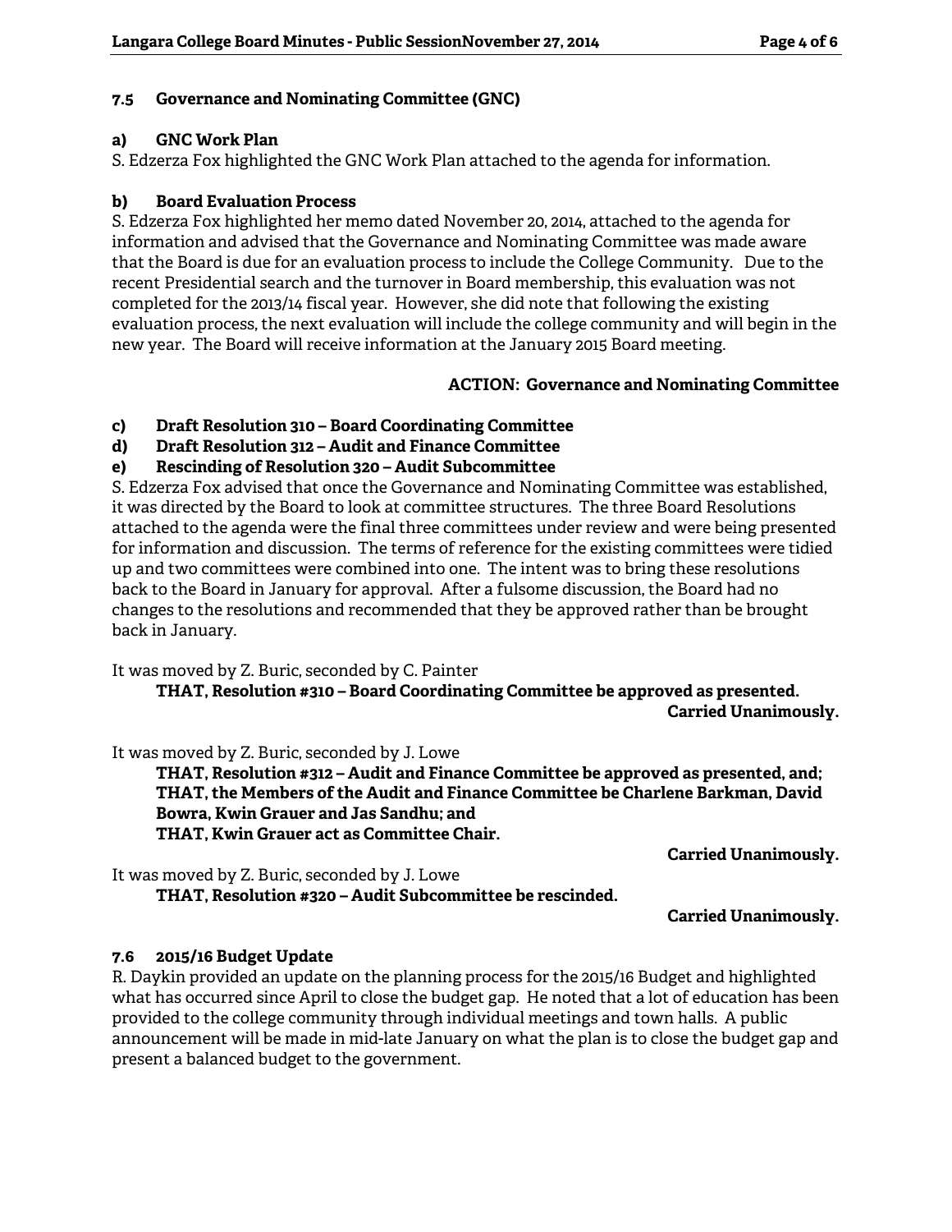### 7.5 Governance and Nominating Committee (GNC)

#### a) GNC Work Plan

S. Edzerza Fox highlighted the GNC Work Plan attached to the agenda for information.

#### b) Board Evaluation Process

S. Edzerza Fox highlighted her memo dated November 20, 2014, attached to the agenda for information and advised that the Governance and Nominating Committee was made aware that the Board is due for an evaluation process to include the College Community. Due to the recent Presidential search and the turnover in Board membership, this evaluation was not completed for the 2013/14 fiscal year. However, she did note that following the existing evaluation process, the next evaluation will include the college community and will begin in the new year. The Board will receive information at the January 2015 Board meeting.

**ACTION: Governance and Nominating Committee**

#### c) Draft Resolution 310 – Board Coordinating Committee
#### d) Draft Resolution 312 – Audit and Finance Committee
#### e) Rescinding of Resolution 320 – Audit Subcommittee

S. Edzerza Fox advised that once the Governance and Nominating Committee was established, it was directed by the Board to look at committee structures. The three Board Resolutions attached to the agenda were the final three committees under review and were being presented for information and discussion. The terms of reference for the existing committees were tidied up and two committees were combined into one. The intent was to bring these resolutions back to the Board in January for approval. After a fulsome discussion, the Board had no changes to the resolutions and recommended that they be approved rather than be brought back in January.

It was moved by Z. Buric, seconded by C. Painter

**THAT, Resolution #310 – Board Coordinating Committee be approved as presented.**

**Carried Unanimously.**

It was moved by Z. Buric, seconded by J. Lowe

**THAT, Resolution #312 – Audit and Finance Committee be approved as presented, and;**
**THAT, the Members of the Audit and Finance Committee be Charlene Barkman, David Bowra, Kwin Grauer and Jas Sandhu; and**
**THAT, Kwin Grauer act as Committee Chair.**

**Carried Unanimously.**

It was moved by Z. Buric, seconded by J. Lowe

**THAT, Resolution #320 – Audit Subcommittee be rescinded.**

**Carried Unanimously.**

### 7.6 2015/16 Budget Update

R. Daykin provided an update on the planning process for the 2015/16 Budget and highlighted what has occurred since April to close the budget gap. He noted that a lot of education has been provided to the college community through individual meetings and town halls. A public announcement will be made in mid-late January on what the plan is to close the budget gap and present a balanced budget to the government.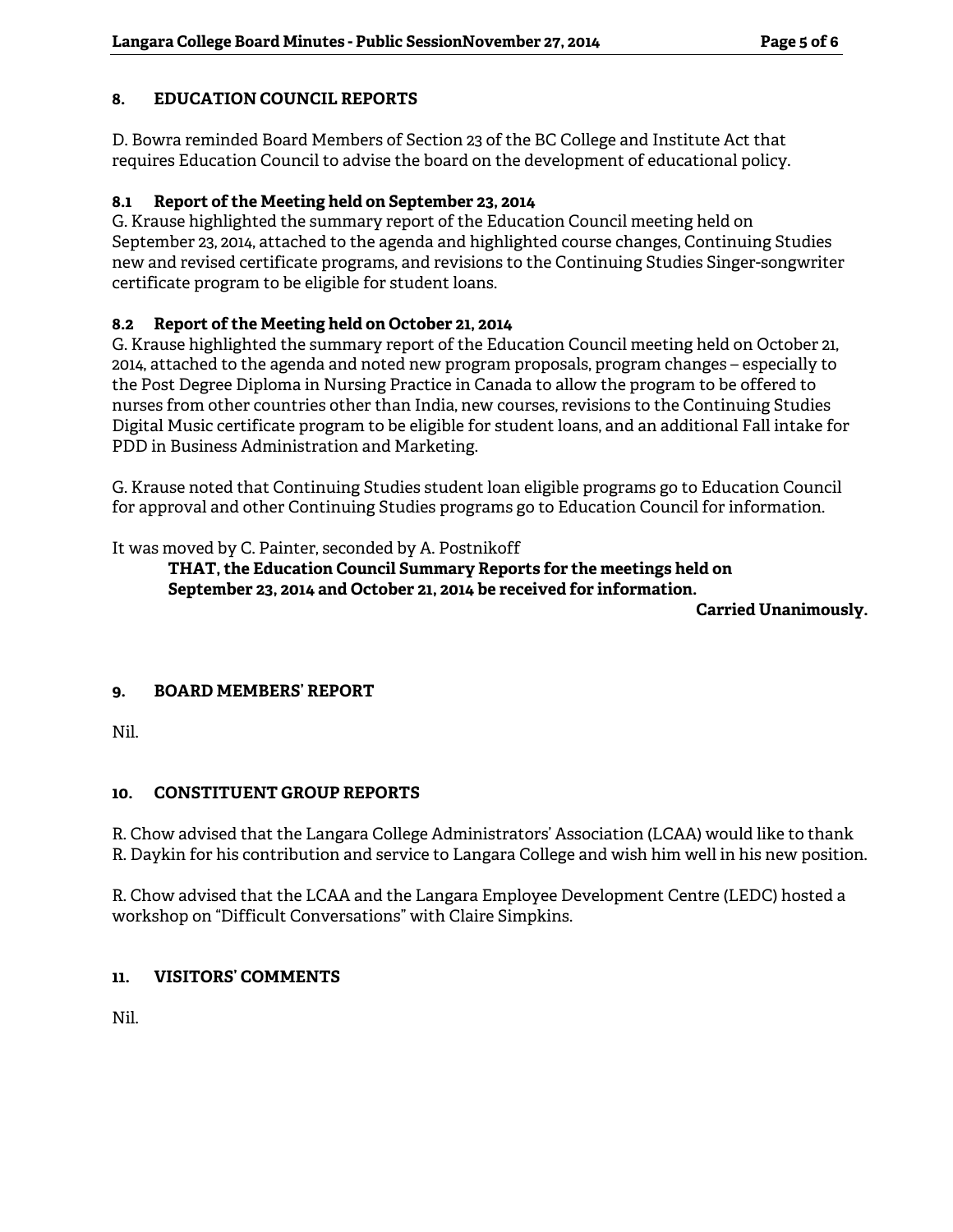## 8. EDUCATION COUNCIL REPORTS

D. Bowra reminded Board Members of Section 23 of the BC College and Institute Act that requires Education Council to advise the board on the development of educational policy.

### 8.1 Report of the Meeting held on September 23, 2014

G. Krause highlighted the summary report of the Education Council meeting held on September 23, 2014, attached to the agenda and highlighted course changes, Continuing Studies new and revised certificate programs, and revisions to the Continuing Studies Singer-songwriter certificate program to be eligible for student loans.

### 8.2 Report of the Meeting held on October 21, 2014

G. Krause highlighted the summary report of the Education Council meeting held on October 21, 2014, attached to the agenda and noted new program proposals, program changes – especially to the Post Degree Diploma in Nursing Practice in Canada to allow the program to be offered to nurses from other countries other than India, new courses, revisions to the Continuing Studies Digital Music certificate program to be eligible for student loans, and an additional Fall intake for PDD in Business Administration and Marketing.

G. Krause noted that Continuing Studies student loan eligible programs go to Education Council for approval and other Continuing Studies programs go to Education Council for information.

It was moved by C. Painter, seconded by A. Postnikoff

> **THAT, the Education Council Summary Reports for the meetings held on September 23, 2014 and October 21, 2014 be received for information.**

**Carried Unanimously.**

## 9. BOARD MEMBERS' REPORT

Nil.

## 10. CONSTITUENT GROUP REPORTS

R. Chow advised that the Langara College Administrators' Association (LCAA) would like to thank R. Daykin for his contribution and service to Langara College and wish him well in his new position.

R. Chow advised that the LCAA and the Langara Employee Development Centre (LEDC) hosted a workshop on "Difficult Conversations" with Claire Simpkins.

## 11. VISITORS' COMMENTS

Nil.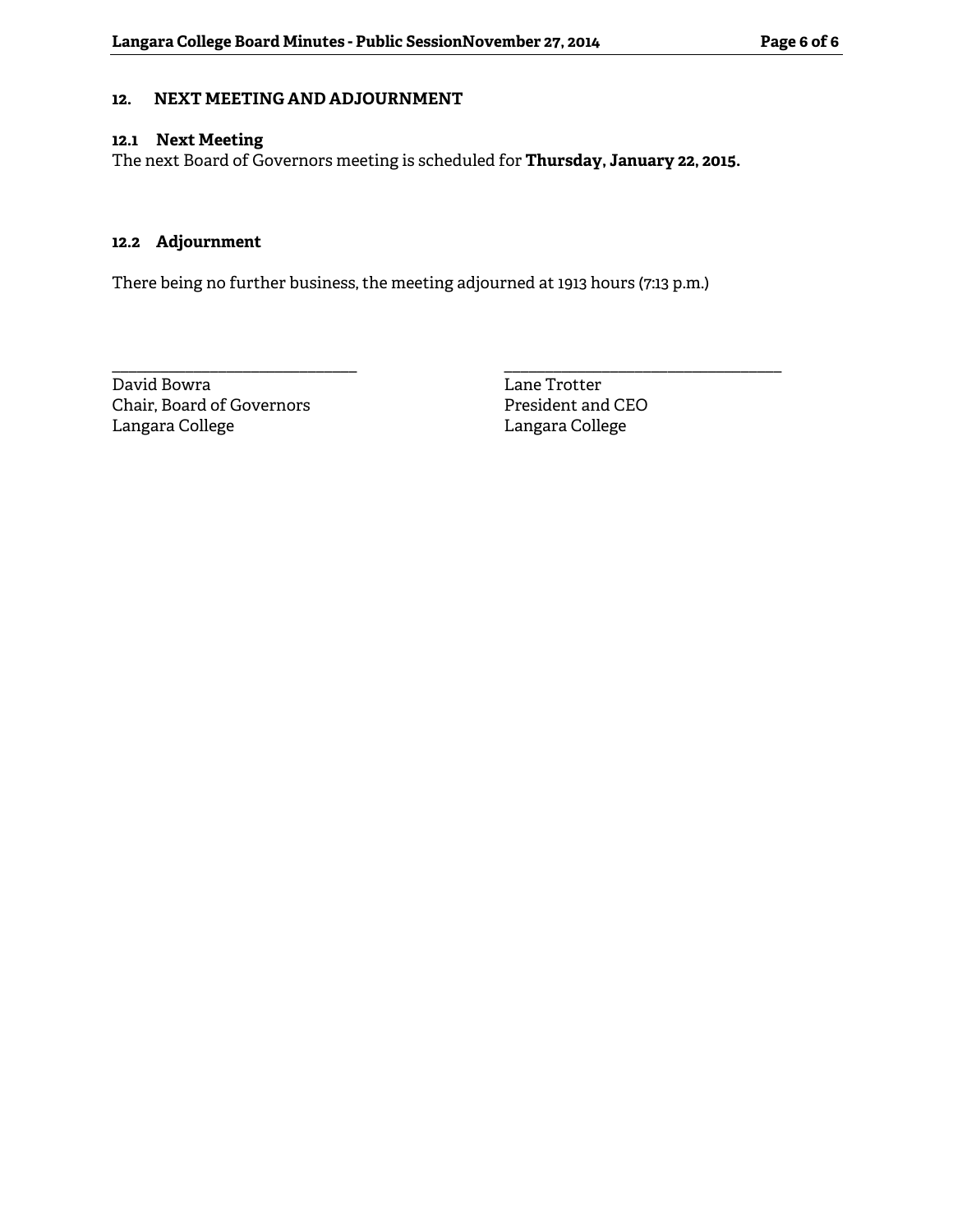## 12. NEXT MEETING AND ADJOURNMENT

### 12.1 Next Meeting

The next Board of Governors meeting is scheduled for **Thursday, January 22, 2015.**

### 12.2 Adjournment

There being no further business, the meeting adjourned at 1913 hours (7:13 p.m.)

______________________________

David Bowra
Chair, Board of Governors
Langara College

______________________________

Lane Trotter
President and CEO
Langara College